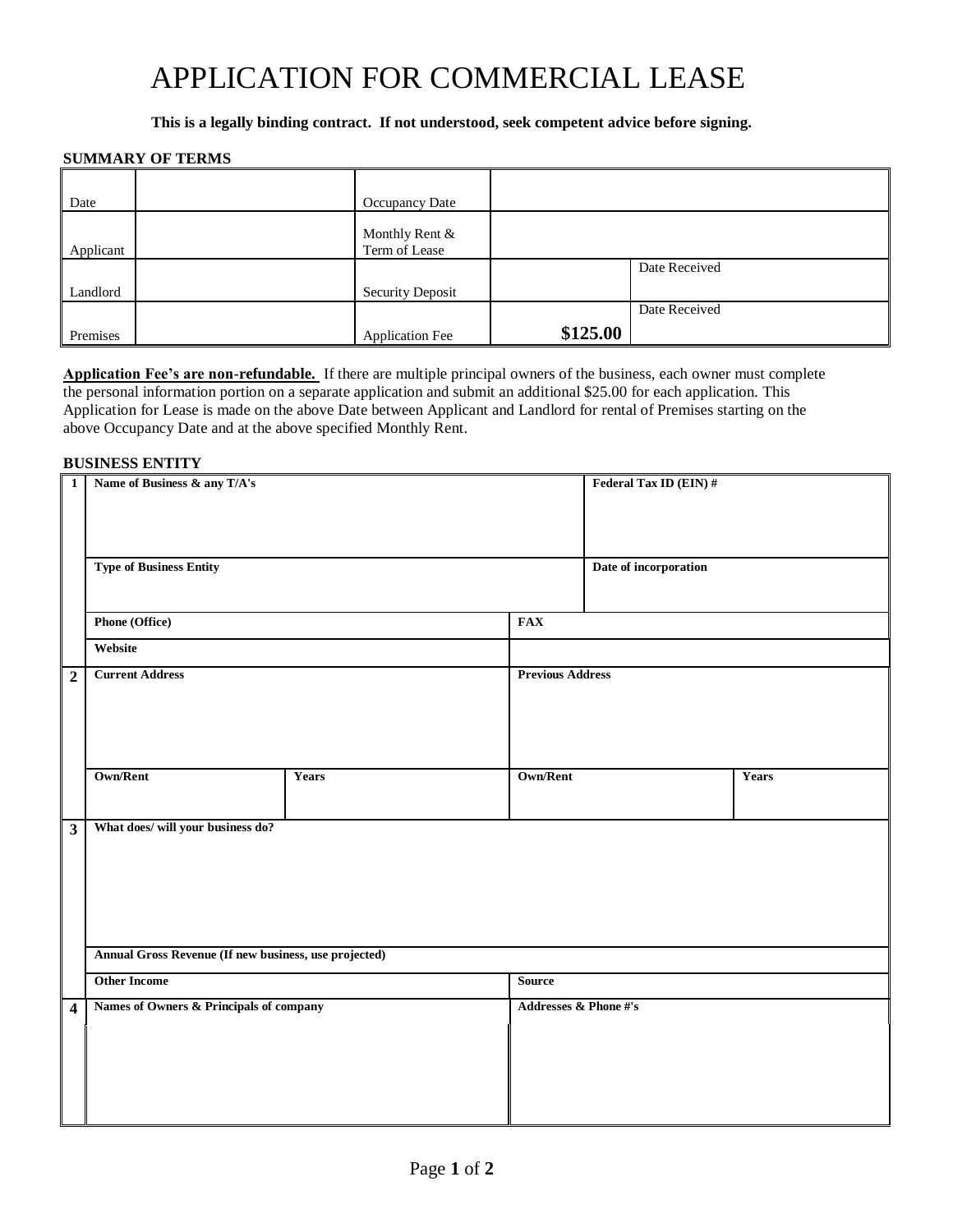# APPLICATION FOR COMMERCIAL LEASE

**This is a legally binding contract. If not understood, seek competent advice before signing.**

**SUMMARY OF TERMS**

| | | | | |
|---|---|---|---|---|
| Date | | Occupancy Date | | |
| Applicant | | Monthly Rent & Term of Lease | | |
| Landlord | | Security Deposit | | Date Received |
| Premises | | Application Fee | **$125.00** | Date Received |

**Application Fee's are non-refundable.** If there are multiple principal owners of the business, each owner must complete the personal information portion on a separate application and submit an additional $25.00 for each application. This Application for Lease is made on the above Date between Applicant and Landlord for rental of Premises starting on the above Occupancy Date and at the above specified Monthly Rent.

**BUSINESS ENTITY**

| | | | | |
|---|---|---|---|---|
| **1** | **Name of Business & any T/A's** | | **Federal Tax ID (EIN) #** | |
| | **Type of Business Entity** | | **Date of incorporation** | |
| | **Phone (Office)** | | **FAX** | |
| | **Website** | | | |
| **2** | **Current Address** | | **Previous Address** | |
| | **Own/Rent** | **Years** | **Own/Rent** | **Years** |
| **3** | **What does/ will your business do?** | | | |
| | **Annual Gross Revenue (If new business, use projected)** | | | |
| | **Other Income** | | **Source** | |
| **4** | **Names of Owners & Principals of company** | | **Addresses & Phone #'s** | |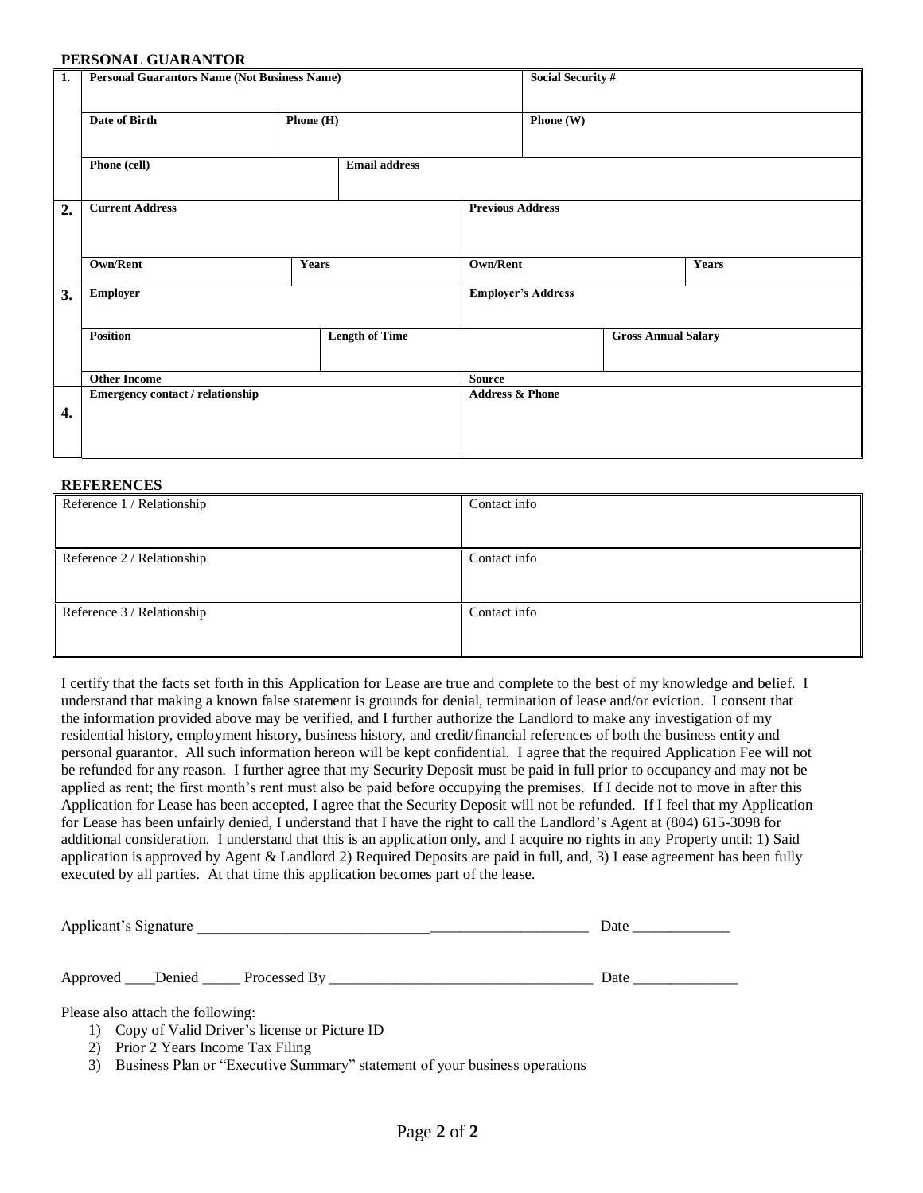## PERSONAL GUARANTOR

| | | | | |
|---|---|---|---|---|
| **1.** | **Personal Guarantors Name (Not Business Name)** | | **Social Security #** | |
| | **Date of Birth** | **Phone (H)** | **Phone (W)** | |
| | **Phone (cell)** | **Email address** | | |
| **2.** | **Current Address** | | **Previous Address** | |
| | **Own/Rent** | **Years** | **Own/Rent** | **Years** |
| **3.** | **Employer** | | **Employer's Address** | |
| | **Position** | **Length of Time** | | **Gross Annual Salary** |
| | **Other Income** | | **Source** | |
| **4.** | **Emergency contact / relationship** | | **Address & Phone** | |

## REFERENCES

| | |
|---|---|
| Reference 1 / Relationship | Contact info |
| Reference 2 / Relationship | Contact info |
| Reference 3 / Relationship | Contact info |

I certify that the facts set forth in this Application for Lease are true and complete to the best of my knowledge and belief. I understand that making a known false statement is grounds for denial, termination of lease and/or eviction. I consent that the information provided above may be verified, and I further authorize the Landlord to make any investigation of my residential history, employment history, business history, and credit/financial references of both the business entity and personal guarantor. All such information hereon will be kept confidential. I agree that the required Application Fee will not be refunded for any reason. I further agree that my Security Deposit must be paid in full prior to occupancy and may not be applied as rent; the first month's rent must also be paid before occupying the premises. If I decide not to move in after this Application for Lease has been accepted, I agree that the Security Deposit will not be refunded. If I feel that my Application for Lease has been unfairly denied, I understand that I have the right to call the Landlord's Agent at (804) 615-3098 for additional consideration. I understand that this is an application only, and I acquire no rights in any Property until: 1) Said application is approved by Agent & Landlord 2) Required Deposits are paid in full, and, 3) Lease agreement has been fully executed by all parties. At that time this application becomes part of the lease.

Applicant's Signature ____________________________________________________ Date _____________

Approved ____Denied _____ Processed By ___________________________________ Date ______________

Please also attach the following:

1) Copy of Valid Driver's license or Picture ID
2) Prior 2 Years Income Tax Filing
3) Business Plan or "Executive Summary" statement of your business operations